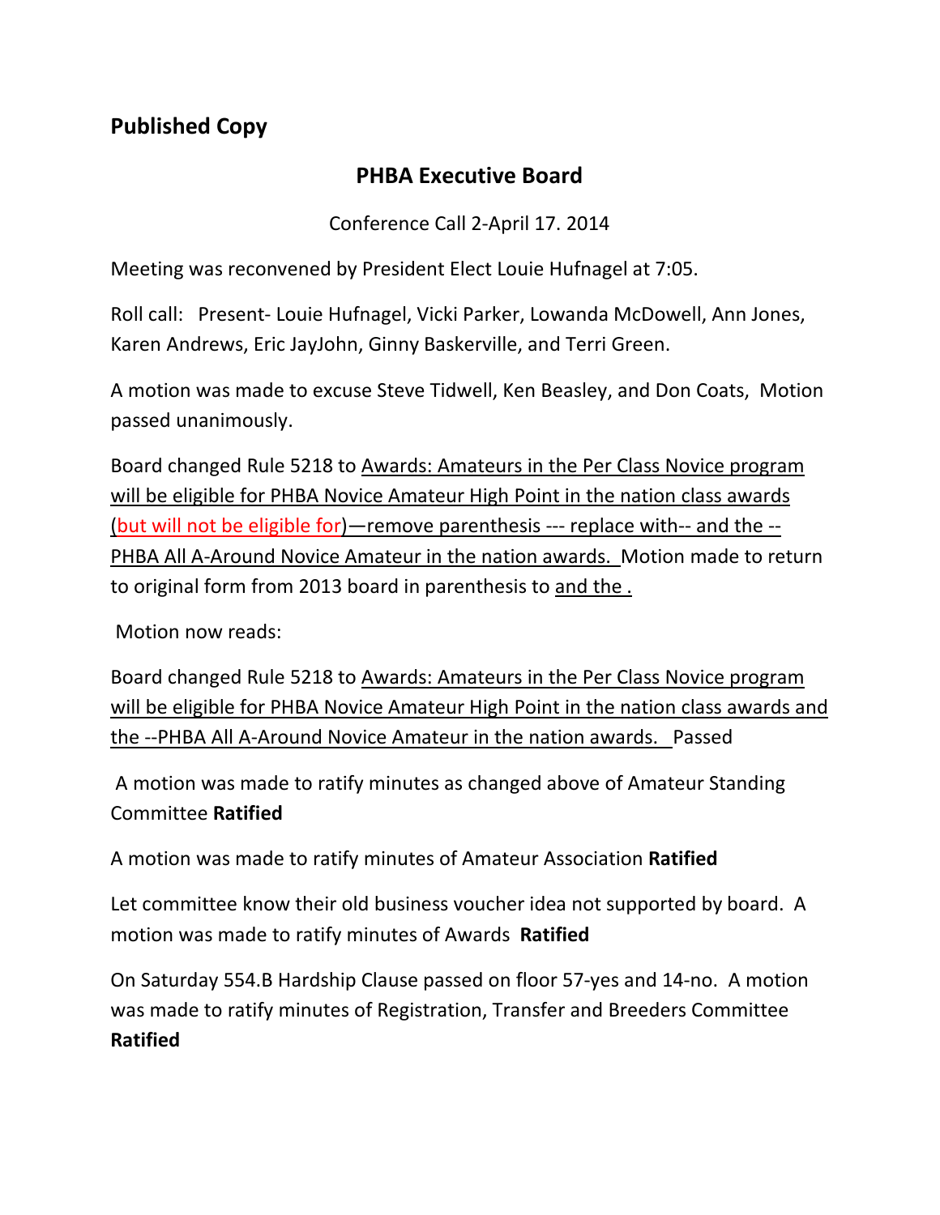**Published Copy**

## PHBA Executive Board

Conference Call 2-April 17. 2014

Meeting was reconvened by President Elect Louie Hufnagel at 7:05.

Roll call: Present- Louie Hufnagel, Vicki Parker, Lowanda McDowell, Ann Jones, Karen Andrews, Eric JayJohn, Ginny Baskerville, and Terri Green.

A motion was made to excuse Steve Tidwell, Ken Beasley, and Don Coats, Motion passed unanimously.

Board changed Rule 5218 to <u>Awards: Amateurs in the Per Class Novice program will be eligible for PHBA Novice Amateur High Point in the nation class awards (but will not be eligible for)—remove parenthesis --- replace with-- and the --PHBA All A-Around Novice Amateur in the nation awards.</u> Motion made to return to original form from 2013 board in parenthesis to <u>and the .</u>

Motion now reads:

Board changed Rule 5218 to <u>Awards: Amateurs in the Per Class Novice program will be eligible for PHBA Novice Amateur High Point in the nation class awards and the --PHBA All A-Around Novice Amateur in the nation awards.</u> Passed

A motion was made to ratify minutes as changed above of Amateur Standing Committee **Ratified**

A motion was made to ratify minutes of Amateur Association **Ratified**

Let committee know their old business voucher idea not supported by board. A motion was made to ratify minutes of Awards **Ratified**

On Saturday 554.B Hardship Clause passed on floor 57-yes and 14-no. A motion was made to ratify minutes of Registration, Transfer and Breeders Committee **Ratified**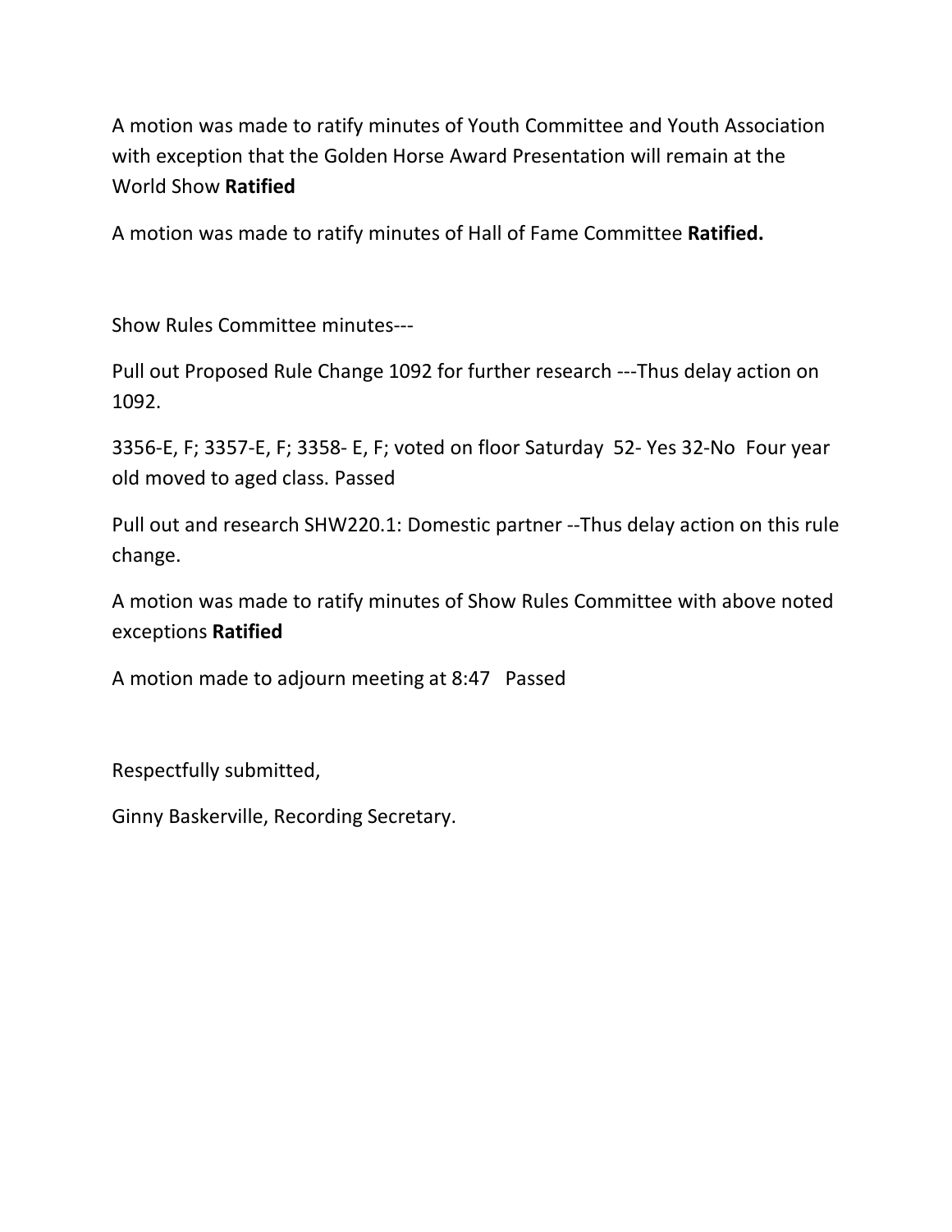A motion was made to ratify minutes of Youth Committee and Youth Association with exception that the Golden Horse Award Presentation will remain at the World Show **Ratified**

A motion was made to ratify minutes of Hall of Fame Committee **Ratified.**

Show Rules Committee minutes---

Pull out Proposed Rule Change 1092 for further research ---Thus delay action on 1092.

3356-E, F; 3357-E, F; 3358- E, F; voted on floor Saturday 52- Yes 32-No Four year old moved to aged class. Passed

Pull out and research SHW220.1: Domestic partner --Thus delay action on this rule change.

A motion was made to ratify minutes of Show Rules Committee with above noted exceptions **Ratified**

A motion made to adjourn meeting at 8:47 Passed

Respectfully submitted,

Ginny Baskerville, Recording Secretary.